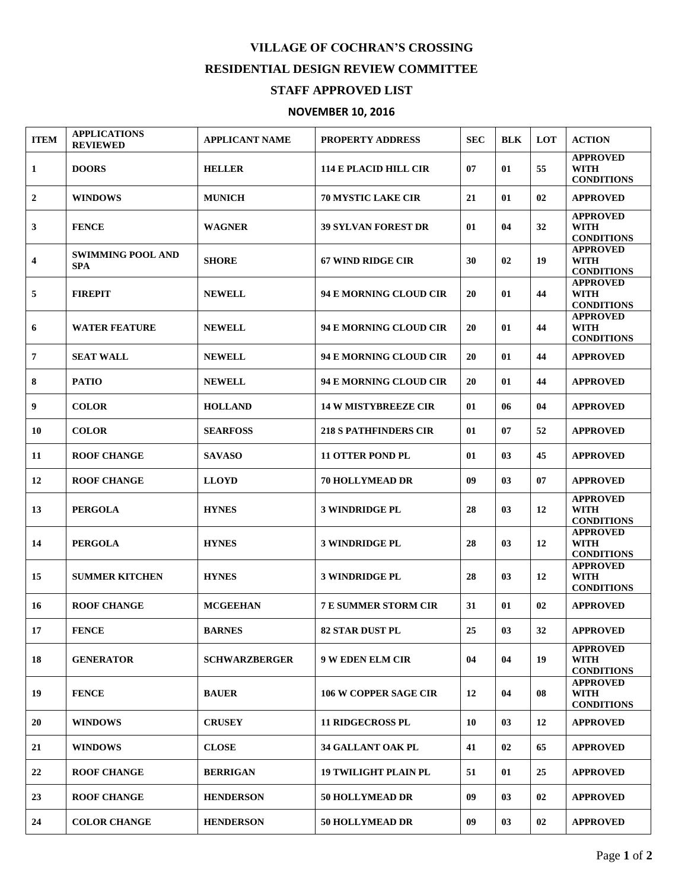# VILLAGE OF COCHRAN'S CROSSING

## RESIDENTIAL DESIGN REVIEW COMMITTEE

## STAFF APPROVED LIST

### NOVEMBER 10, 2016

| ITEM | APPLICATIONS REVIEWED | APPLICANT NAME | PROPERTY ADDRESS | SEC | BLK | LOT | ACTION |
|---|---|---|---|---|---|---|---|
| 1 | DOORS | HELLER | 114 E PLACID HILL CIR | 07 | 01 | 55 | APPROVED WITH CONDITIONS |
| 2 | WINDOWS | MUNICH | 70 MYSTIC LAKE CIR | 21 | 01 | 02 | APPROVED |
| 3 | FENCE | WAGNER | 39 SYLVAN FOREST DR | 01 | 04 | 32 | APPROVED WITH CONDITIONS |
| 4 | SWIMMING POOL AND SPA | SHORE | 67 WIND RIDGE CIR | 30 | 02 | 19 | APPROVED WITH CONDITIONS |
| 5 | FIREPIT | NEWELL | 94 E MORNING CLOUD CIR | 20 | 01 | 44 | APPROVED WITH CONDITIONS |
| 6 | WATER FEATURE | NEWELL | 94 E MORNING CLOUD CIR | 20 | 01 | 44 | APPROVED WITH CONDITIONS |
| 7 | SEAT WALL | NEWELL | 94 E MORNING CLOUD CIR | 20 | 01 | 44 | APPROVED |
| 8 | PATIO | NEWELL | 94 E MORNING CLOUD CIR | 20 | 01 | 44 | APPROVED |
| 9 | COLOR | HOLLAND | 14 W MISTYBREEZE CIR | 01 | 06 | 04 | APPROVED |
| 10 | COLOR | SEARFOSS | 218 S PATHFINDERS CIR | 01 | 07 | 52 | APPROVED |
| 11 | ROOF CHANGE | SAVASO | 11 OTTER POND PL | 01 | 03 | 45 | APPROVED |
| 12 | ROOF CHANGE | LLOYD | 70 HOLLYMEAD DR | 09 | 03 | 07 | APPROVED |
| 13 | PERGOLA | HYNES | 3 WINDRIDGE PL | 28 | 03 | 12 | APPROVED WITH CONDITIONS |
| 14 | PERGOLA | HYNES | 3 WINDRIDGE PL | 28 | 03 | 12 | APPROVED WITH CONDITIONS |
| 15 | SUMMER KITCHEN | HYNES | 3 WINDRIDGE PL | 28 | 03 | 12 | APPROVED WITH CONDITIONS |
| 16 | ROOF CHANGE | MCGEEHAN | 7 E SUMMER STORM CIR | 31 | 01 | 02 | APPROVED |
| 17 | FENCE | BARNES | 82 STAR DUST PL | 25 | 03 | 32 | APPROVED |
| 18 | GENERATOR | SCHWARZBERGER | 9 W EDEN ELM CIR | 04 | 04 | 19 | APPROVED WITH CONDITIONS |
| 19 | FENCE | BAUER | 106 W COPPER SAGE CIR | 12 | 04 | 08 | APPROVED WITH CONDITIONS |
| 20 | WINDOWS | CRUSEY | 11 RIDGECROSS PL | 10 | 03 | 12 | APPROVED |
| 21 | WINDOWS | CLOSE | 34 GALLANT OAK PL | 41 | 02 | 65 | APPROVED |
| 22 | ROOF CHANGE | BERRIGAN | 19 TWILIGHT PLAIN PL | 51 | 01 | 25 | APPROVED |
| 23 | ROOF CHANGE | HENDERSON | 50 HOLLYMEAD DR | 09 | 03 | 02 | APPROVED |
| 24 | COLOR CHANGE | HENDERSON | 50 HOLLYMEAD DR | 09 | 03 | 02 | APPROVED |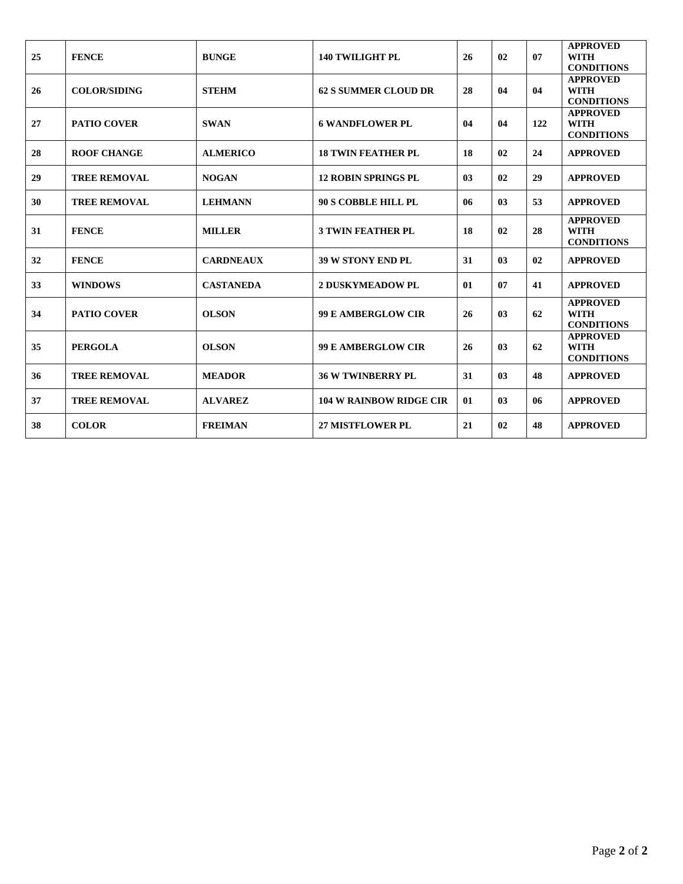| | | | | | | | |
|---|---|---|---|---|---|---|---|
| 25 | FENCE | BUNGE | 140 TWILIGHT PL | 26 | 02 | 07 | APPROVED WITH CONDITIONS |
| 26 | COLOR/SIDING | STEHM | 62 S SUMMER CLOUD DR | 28 | 04 | 04 | APPROVED WITH CONDITIONS |
| 27 | PATIO COVER | SWAN | 6 WANDFLOWER PL | 04 | 04 | 122 | APPROVED WITH CONDITIONS |
| 28 | ROOF CHANGE | ALMERICO | 18 TWIN FEATHER PL | 18 | 02 | 24 | APPROVED |
| 29 | TREE REMOVAL | NOGAN | 12 ROBIN SPRINGS PL | 03 | 02 | 29 | APPROVED |
| 30 | TREE REMOVAL | LEHMANN | 90 S COBBLE HILL PL | 06 | 03 | 53 | APPROVED |
| 31 | FENCE | MILLER | 3 TWIN FEATHER PL | 18 | 02 | 28 | APPROVED WITH CONDITIONS |
| 32 | FENCE | CARDNEAUX | 39 W STONY END PL | 31 | 03 | 02 | APPROVED |
| 33 | WINDOWS | CASTANEDA | 2 DUSKYMEADOW PL | 01 | 07 | 41 | APPROVED |
| 34 | PATIO COVER | OLSON | 99 E AMBERGLOW CIR | 26 | 03 | 62 | APPROVED WITH CONDITIONS |
| 35 | PERGOLA | OLSON | 99 E AMBERGLOW CIR | 26 | 03 | 62 | APPROVED WITH CONDITIONS |
| 36 | TREE REMOVAL | MEADOR | 36 W TWINBERRY PL | 31 | 03 | 48 | APPROVED |
| 37 | TREE REMOVAL | ALVAREZ | 104 W RAINBOW RIDGE CIR | 01 | 03 | 06 | APPROVED |
| 38 | COLOR | FREIMAN | 27 MISTFLOWER PL | 21 | 02 | 48 | APPROVED |